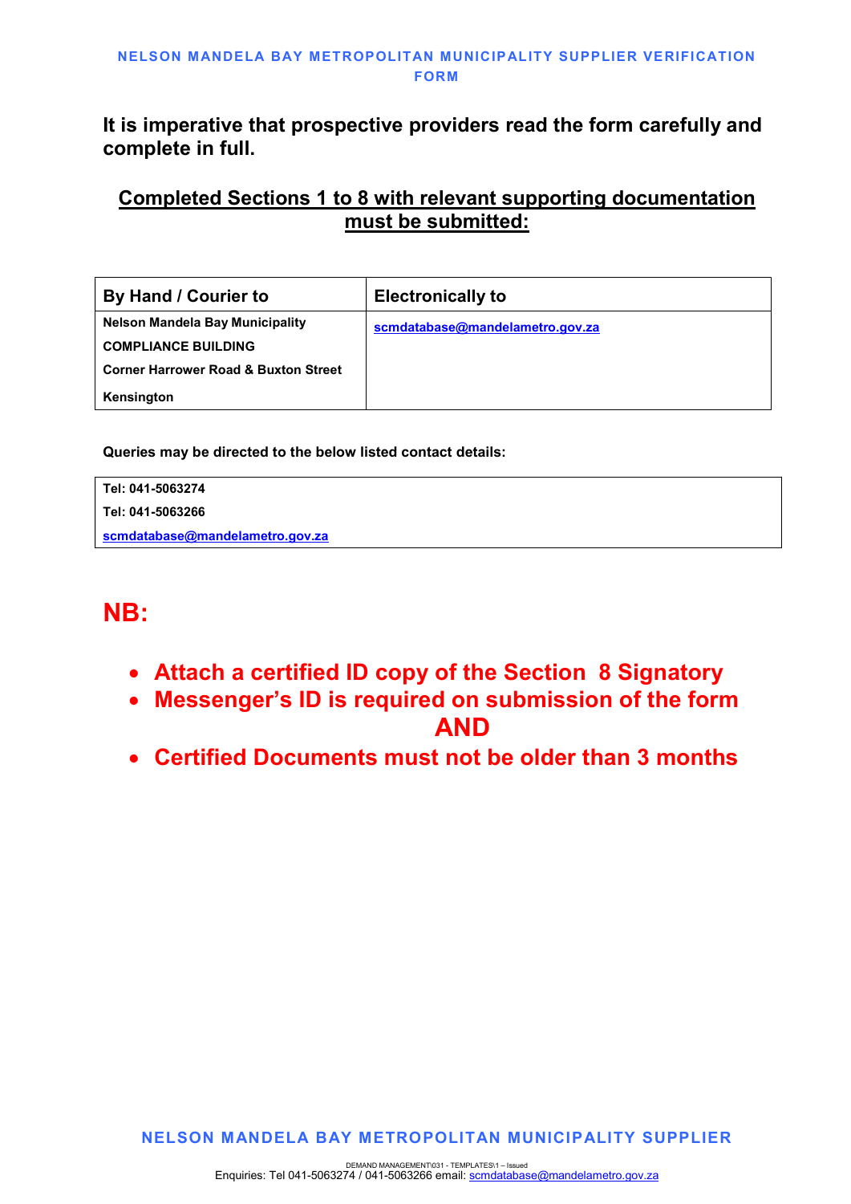# NELSON MANDELA BAY METROPOLITAN MUNICIPALITY SUPPLIER VERIFICATION FORM

**It is imperative that prospective providers read the form carefully and complete in full.**

## Completed Sections 1 to 8 with relevant supporting documentation must be submitted:

| By Hand / Courier to | Electronically to |
|---|---|
| **Nelson Mandela Bay Municipality**<br>**COMPLIANCE BUILDING**<br>**Corner Harrower Road & Buxton Street**<br>**Kensington** | scmdatabase@mandelametro.gov.za |

**Queries may be directed to the below listed contact details:**

| Tel: 041-5063274<br>Tel: 041-5063266<br>scmdatabase@mandelametro.gov.za |
|---|

# NB:

- **Attach a certified ID copy of the Section 8 Signatory**
- **Messenger's ID is required on submission of the form**

  **AND**
- **Certified Documents must not be older than 3 months**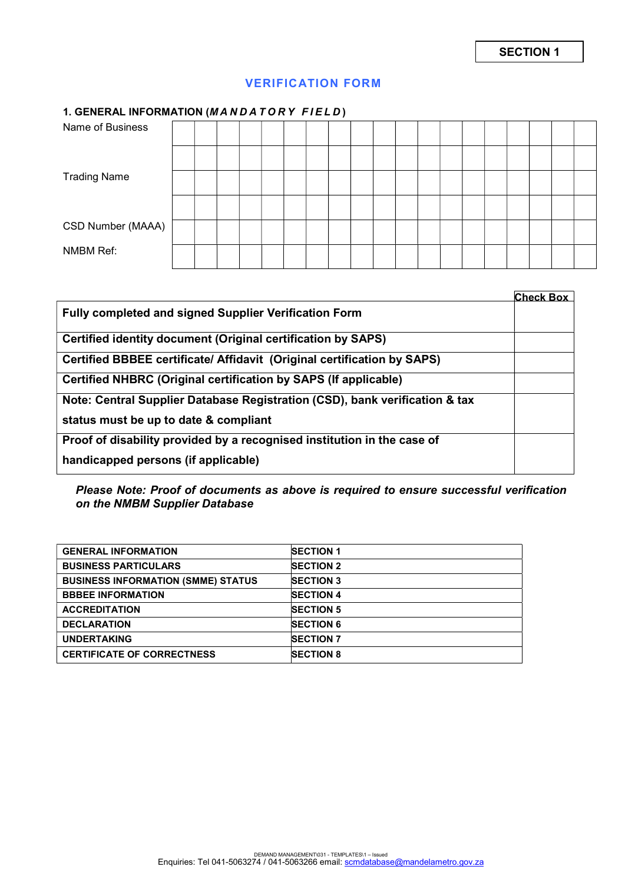**SECTION 1**

## VERIFICATION FORM

### 1. GENERAL INFORMATION (*MANDATORY FIELD*)

| | | | | | | | | | | | | | | | | | | | |
|---|---|---|---|---|---|---|---|---|---|---|---|---|---|---|---|---|---|---|---|
| Name of Business | | | | | | | | | | | | | | | | | | | |
| | | | | | | | | | | | | | | | | | | | |
| Trading Name | | | | | | | | | | | | | | | | | | | |
| | | | | | | | | | | | | | | | | | | | |
| CSD Number (MAAA) | | | | | | | | | | | | | | | | | | | |
| NMBM Ref: | | | | | | | | | | | | | | | | | | | |

| | Check Box |
|---|---|
| **Fully completed and signed Supplier Verification Form** | |
| **Certified identity document (Original certification by SAPS)** | |
| **Certified BBBEE certificate/ Affidavit (Original certification by SAPS)** | |
| **Certified NHBRC (Original certification by SAPS (If applicable)** | |
| **Note: Central Supplier Database Registration (CSD), bank verification & tax status must be up to date & compliant** | |
| **Proof of disability provided by a recognised institution in the case of handicapped persons (if applicable)** | |

***Please Note: Proof of documents as above is required to ensure successful verification on the NMBM Supplier Database***

| | |
|---|---|
| **GENERAL INFORMATION** | **SECTION 1** |
| **BUSINESS PARTICULARS** | **SECTION 2** |
| **BUSINESS INFORMATION (SMME) STATUS** | **SECTION 3** |
| **BBBEE INFORMATION** | **SECTION 4** |
| **ACCREDITATION** | **SECTION 5** |
| **DECLARATION** | **SECTION 6** |
| **UNDERTAKING** | **SECTION 7** |
| **CERTIFICATE OF CORRECTNESS** | **SECTION 8** |

DEMAND MANAGEMENT\031 - TEMPLATES\1 – Issued
Enquiries: Tel 041-5063274 / 041-5063266 email: scmdatabase@mandelametro.gov.za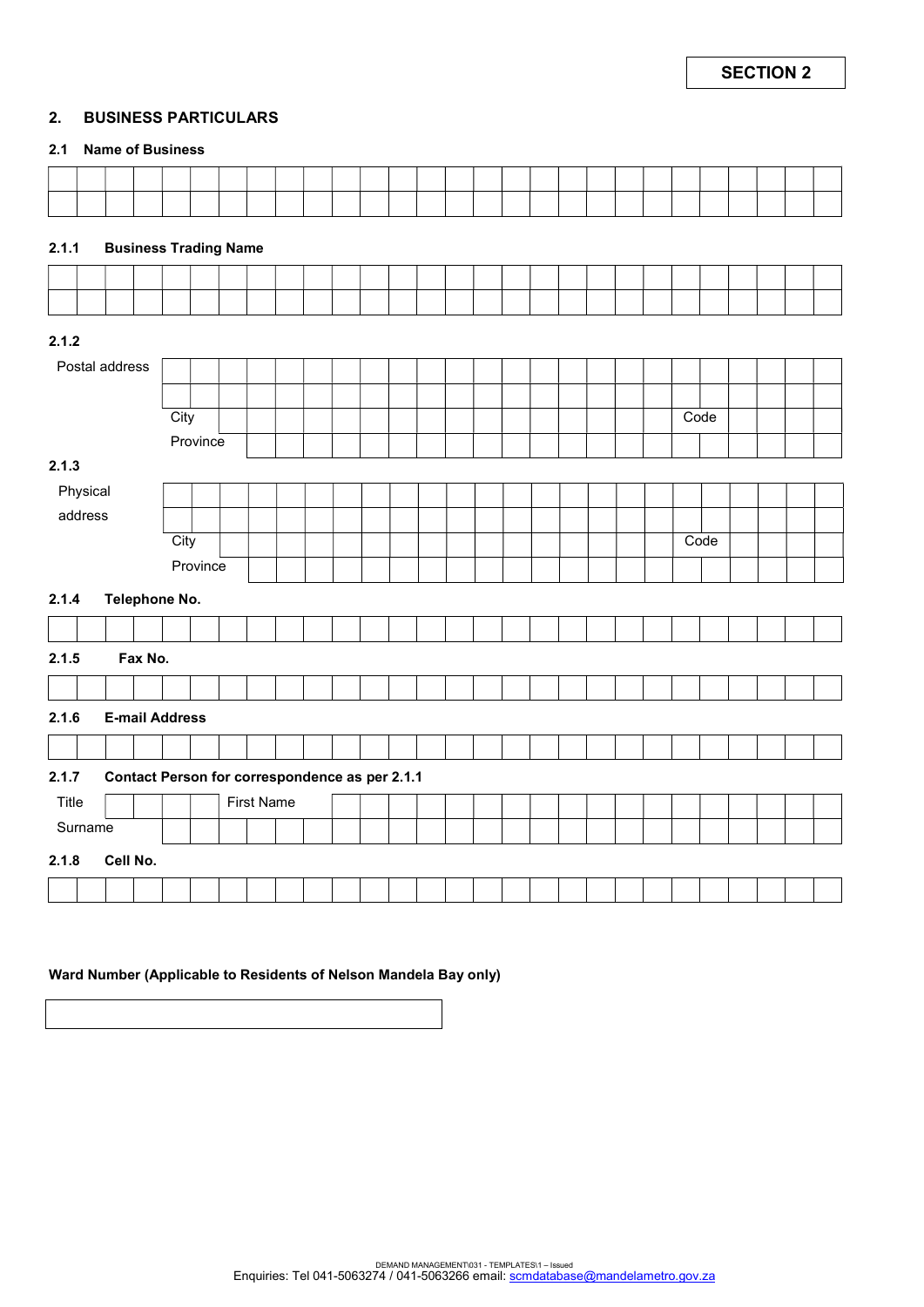**SECTION 2**

## 2. BUSINESS PARTICULARS

### 2.1 Name of Business

| | | | | | | | | | | | | | | | | | | | | | | | | | | | |
|---|---|---|---|---|---|---|---|---|---|---|---|---|---|---|---|---|---|---|---|---|---|---|---|---|---|---|---|
| | | | | | | | | | | | | | | | | | | | | | | | | | | | |

### 2.1.1 Business Trading Name

| | | | | | | | | | | | | | | | | | | | | | | | | | | | |
|---|---|---|---|---|---|---|---|---|---|---|---|---|---|---|---|---|---|---|---|---|---|---|---|---|---|---|---|
| | | | | | | | | | | | | | | | | | | | | | | | | | | | |

### 2.1.2

| Postal address | |
|---|---|
| | |
| City | Code |
| Province | |

### 2.1.3

| Physical address | |
|---|---|
| | |
| City | Code |
| Province | |

### 2.1.4 Telephone No.

| | | | | | | | | | | | | | | | | | | | | | | | | | | | |
|---|---|---|---|---|---|---|---|---|---|---|---|---|---|---|---|---|---|---|---|---|---|---|---|---|---|---|---|

### 2.1.5 Fax No.

| | | | | | | | | | | | | | | | | | | | | | | | | | | | |
|---|---|---|---|---|---|---|---|---|---|---|---|---|---|---|---|---|---|---|---|---|---|---|---|---|---|---|---|

### 2.1.6 E-mail Address

| | | | | | | | | | | | | | | | | | | | | | | | | | | | |
|---|---|---|---|---|---|---|---|---|---|---|---|---|---|---|---|---|---|---|---|---|---|---|---|---|---|---|---|

### 2.1.7 Contact Person for correspondence as per 2.1.1

| Title | | First Name | |
|---|---|---|---|
| Surname | | | |

### 2.1.8 Cell No.

| | | | | | | | | | | | | | | | | | | | | | | | | | | | |
|---|---|---|---|---|---|---|---|---|---|---|---|---|---|---|---|---|---|---|---|---|---|---|---|---|---|---|---|

**Ward Number (Applicable to Residents of Nelson Mandela Bay only)**

| |
|---|

DEMAND MANAGEMENT\031 - TEMPLATES\1 – Issued

Enquiries: Tel 041-5063274 / 041-5063266 email: scmdatabase@mandelametro.gov.za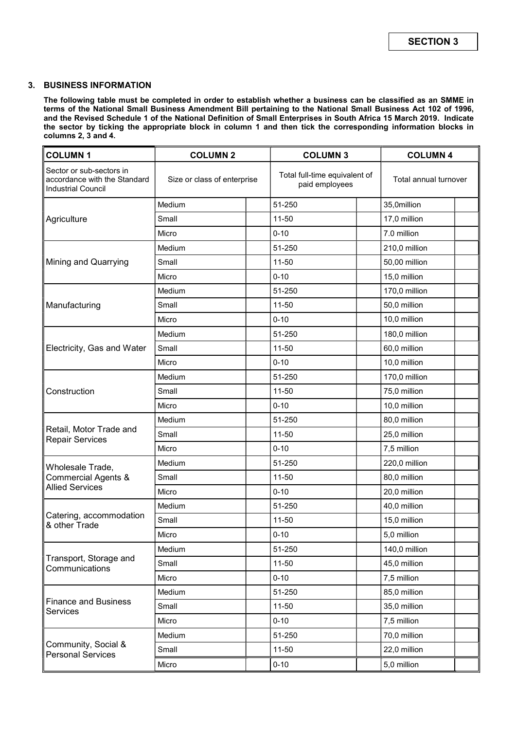**SECTION 3**

## 3. BUSINESS INFORMATION

**The following table must be completed in order to establish whether a business can be classified as an SMME in terms of the National Small Business Amendment Bill pertaining to the National Small Business Act 102 of 1996, and the Revised Schedule 1 of the National Definition of Small Enterprises in South Africa 15 March 2019. Indicate the sector by ticking the appropriate block in column 1 and then tick the corresponding information blocks in columns 2, 3 and 4.**

| **COLUMN 1** | **COLUMN 2** | | **COLUMN 3** | | **COLUMN 4** | |
|---|---|---|---|---|---|---|
| Sector or sub-sectors in accordance with the Standard Industrial Council | Size or class of enterprise | | Total full-time equivalent of paid employees | | Total annual turnover | |
| Agriculture | Medium | | 51-250 | | 35,0million | |
| | Small | | 11-50 | | 17,0 million | |
| | Micro | | 0-10 | | 7.0 million | |
| Mining and Quarrying | Medium | | 51-250 | | 210,0 million | |
| | Small | | 11-50 | | 50,00 million | |
| | Micro | | 0-10 | | 15,0 million | |
| Manufacturing | Medium | | 51-250 | | 170,0 million | |
| | Small | | 11-50 | | 50,0 million | |
| | Micro | | 0-10 | | 10,0 million | |
| Electricity, Gas and Water | Medium | | 51-250 | | 180,0 million | |
| | Small | | 11-50 | | 60,0 million | |
| | Micro | | 0-10 | | 10,0 million | |
| Construction | Medium | | 51-250 | | 170,0 million | |
| | Small | | 11-50 | | 75,0 million | |
| | Micro | | 0-10 | | 10,0 million | |
| Retail, Motor Trade and Repair Services | Medium | | 51-250 | | 80,0 million | |
| | Small | | 11-50 | | 25,0 million | |
| | Micro | | 0-10 | | 7,5 million | |
| Wholesale Trade, Commercial Agents & Allied Services | Medium | | 51-250 | | 220,0 million | |
| | Small | | 11-50 | | 80,0 million | |
| | Micro | | 0-10 | | 20,0 million | |
| Catering, accommodation & other Trade | Medium | | 51-250 | | 40,0 million | |
| | Small | | 11-50 | | 15,0 million | |
| | Micro | | 0-10 | | 5,0 million | |
| Transport, Storage and Communications | Medium | | 51-250 | | 140,0 million | |
| | Small | | 11-50 | | 45,0 million | |
| | Micro | | 0-10 | | 7,5 million | |
| Finance and Business Services | Medium | | 51-250 | | 85,0 million | |
| | Small | | 11-50 | | 35,0 million | |
| | Micro | | 0-10 | | 7,5 million | |
| Community, Social & Personal Services | Medium | | 51-250 | | 70,0 million | |
| | Small | | 11-50 | | 22,0 million | |
| | Micro | | 0-10 | | 5,0 million | |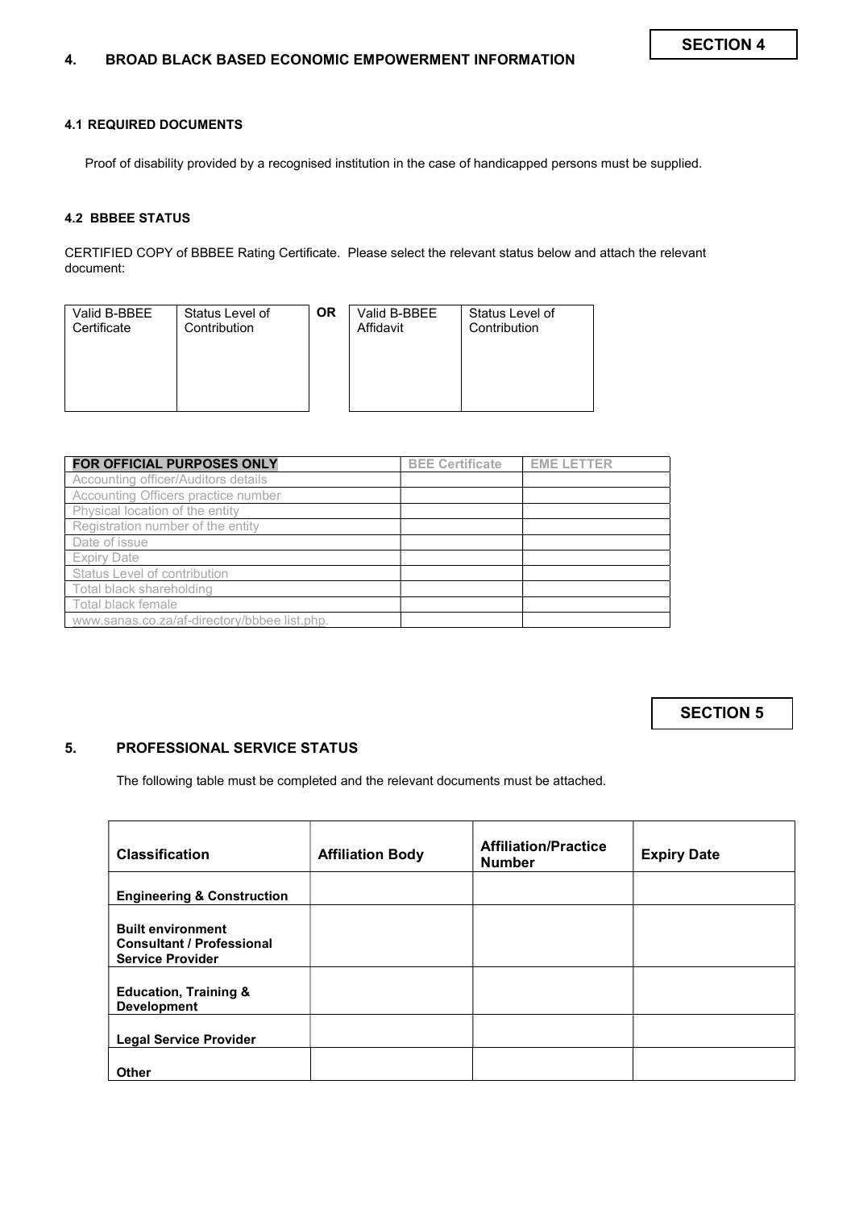**SECTION 4**

## 4. BROAD BLACK BASED ECONOMIC EMPOWERMENT INFORMATION

### 4.1 REQUIRED DOCUMENTS

Proof of disability provided by a recognised institution in the case of handicapped persons must be supplied.

### 4.2 BBBEE STATUS

CERTIFIED COPY of BBBEE Rating Certificate. Please select the relevant status below and attach the relevant document:

| Valid B-BBEE Certificate | Status Level of Contribution | OR | Valid B-BBEE Affidavit | Status Level of Contribution |
|---|---|---|---|---|
| | | | | |

| FOR OFFICIAL PURPOSES ONLY | BEE Certificate | EME LETTER |
|---|---|---|
| Accounting officer/Auditors details | | |
| Accounting Officers practice number | | |
| Physical location of the entity | | |
| Registration number of the entity | | |
| Date of issue | | |
| Expiry Date | | |
| Status Level of contribution | | |
| Total black shareholding | | |
| Total black female | | |
| www.sanas.co.za/af-directory/bbbee list.php. | | |

**SECTION 5**

## 5. PROFESSIONAL SERVICE STATUS

The following table must be completed and the relevant documents must be attached.

| Classification | Affiliation Body | Affiliation/Practice Number | Expiry Date |
|---|---|---|---|
| **Engineering & Construction** | | | |
| **Built environment Consultant / Professional Service Provider** | | | |
| **Education, Training & Development** | | | |
| **Legal Service Provider** | | | |
| **Other** | | | |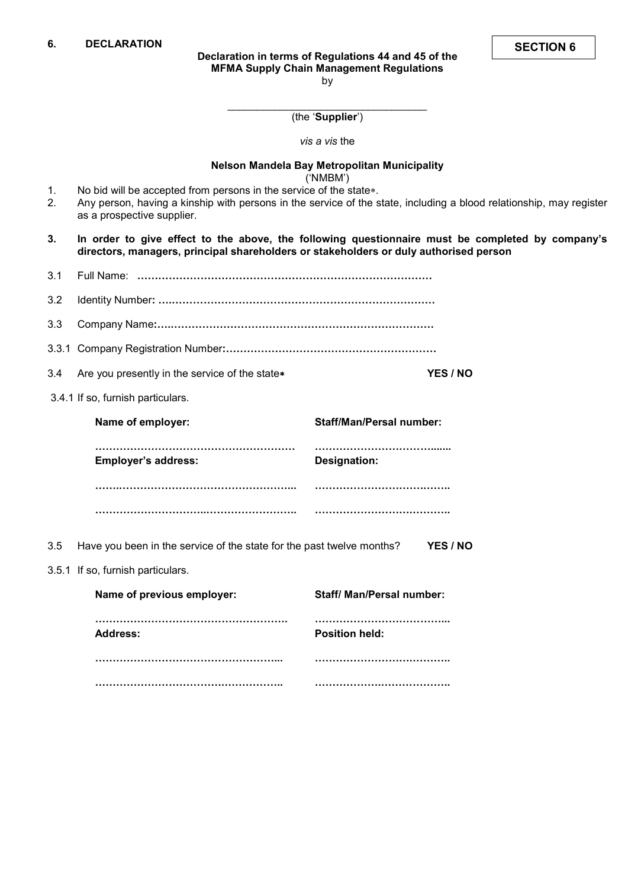**SECTION 6**

**6. DECLARATION**

**Declaration in terms of Regulations 44 and 45 of the MFMA Supply Chain Management Regulations**

by

\_\_\_\_\_\_\_\_\_\_\_\_\_\_\_\_\_\_\_\_\_\_\_\_\_\_\_\_\_\_\_\_\_\_

(the '**Supplier**')

*vis a vis* the

**Nelson Mandela Bay Metropolitan Municipality**

('NMBM')

1. No bid will be accepted from persons in the service of the state∗.
2. Any person, having a kinship with persons in the service of the state, including a blood relationship, may register as a prospective supplier.

**3. In order to give effect to the above, the following questionnaire must be completed by company's directors, managers, principal shareholders or stakeholders or duly authorised person**

3.1 Full Name: **…………………………………………………………………………**

3.2 Identity Number**: ….……………………………………………………………………**

3.3 Company Name**:….……………………………………………………………………**

3.3.1 Company Registration Number**:……………………………………………………**

3.4 Are you presently in the service of the state∗ **YES / NO**

3.4.1 If so, furnish particulars.

| **Name of employer:** | **Staff/Man/Persal number:** |
|---|---|
| ………………………………………………… | ……………………………....... |
| **Employer's address:** | **Designation:** |
| ……..…………………………………………... | ………………………….……. |
| …………………………..……………………. | ………………………….……. |

3.5 Have you been in the service of the state for the past twelve months? **YES / NO**

3.5.1 If so, furnish particulars.

| **Name of previous employer:** | **Staff/ Man/Persal number:** |
|---|---|
| ………………………………………………. | ………………………………... |
| **Address:** | **Position held:** |
| ……………………………………………... | ………………………………. |
| …………………………………………….. | ………………….……………. |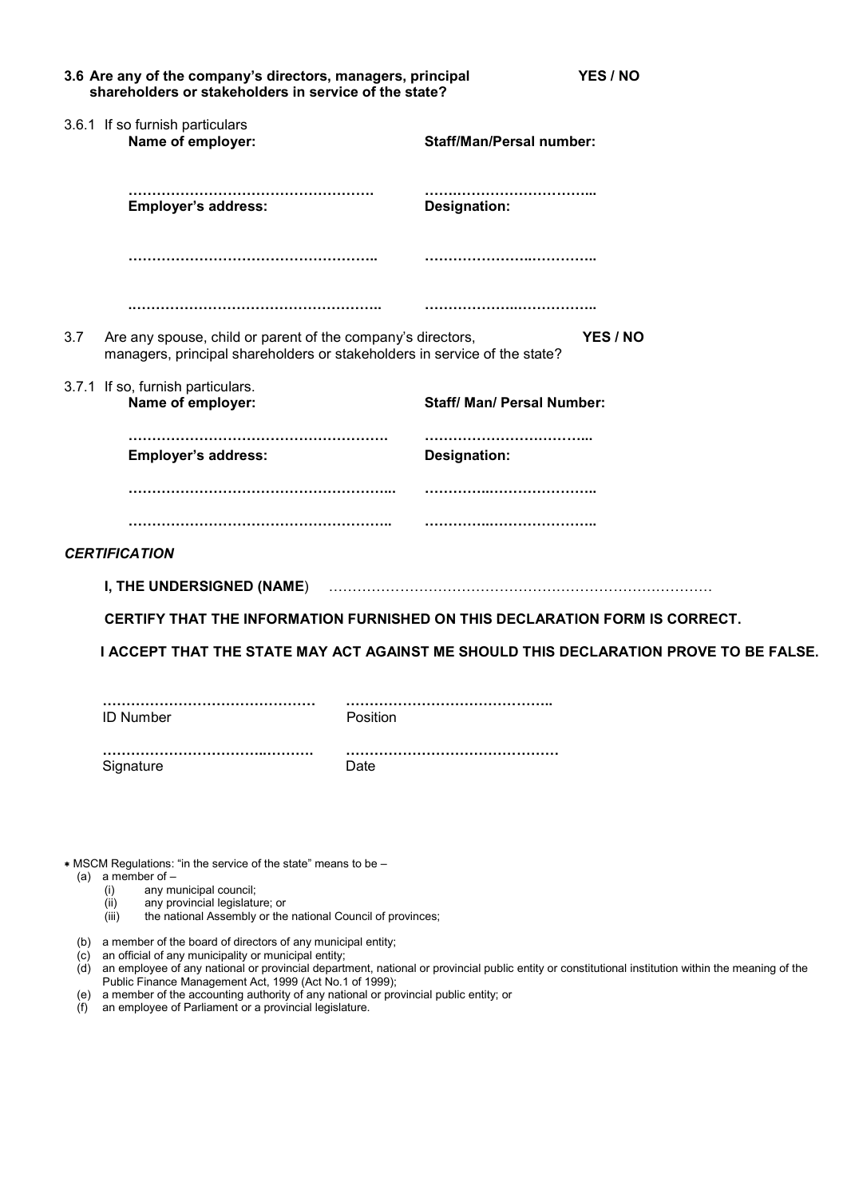**3.6 Are any of the company's directors, managers, principal shareholders or stakeholders in service of the state?** **YES / NO**

3.6.1 If so furnish particulars

| **Name of employer:** | **Staff/Man/Persal number:** |
| --- | --- |
| ……………………………………………. | …….……………………….. |
| **Employer's address:** | **Designation:** |
| …………………………………………….. | ………………..………….. |
| …………………………………………….. | ……………….……………. |

3.7 Are any spouse, child or parent of the company's directors, managers, principal shareholders or stakeholders in service of the state? **YES / NO**

3.7.1 If so, furnish particulars.

| **Name of employer:** | **Staff/ Man/ Persal Number:** |
| --- | --- |
| ………………………………………………. | …………………………….. |
| **Employer's address:** | **Designation:** |
| ……………………………………………….. | ……………..……………….. |
| ……………………………………………….. | ……………..……………….. |

***CERTIFICATION***

**I, THE UNDERSIGNED (NAME**) ……………………………………………………………………

**CERTIFY THAT THE INFORMATION FURNISHED ON THIS DECLARATION FORM IS CORRECT.**

**I ACCEPT THAT THE STATE MAY ACT AGAINST ME SHOULD THIS DECLARATION PROVE TO BE FALSE.**

| ……………………………………… | …………………………………….. |
| --- | --- |
| ID Number | Position |
| ………………………….………. | ……………………………………… |
| Signature | Date |

* MSCM Regulations: "in the service of the state" means to be –

(a) a member of –
  (i) any municipal council;
  (ii) any provincial legislature; or
  (iii) the national Assembly or the national Council of provinces;

(b) a member of the board of directors of any municipal entity;
(c) an official of any municipality or municipal entity;
(d) an employee of any national or provincial department, national or provincial public entity or constitutional institution within the meaning of the Public Finance Management Act, 1999 (Act No.1 of 1999);
(e) a member of the accounting authority of any national or provincial public entity; or
(f) an employee of Parliament or a provincial legislature.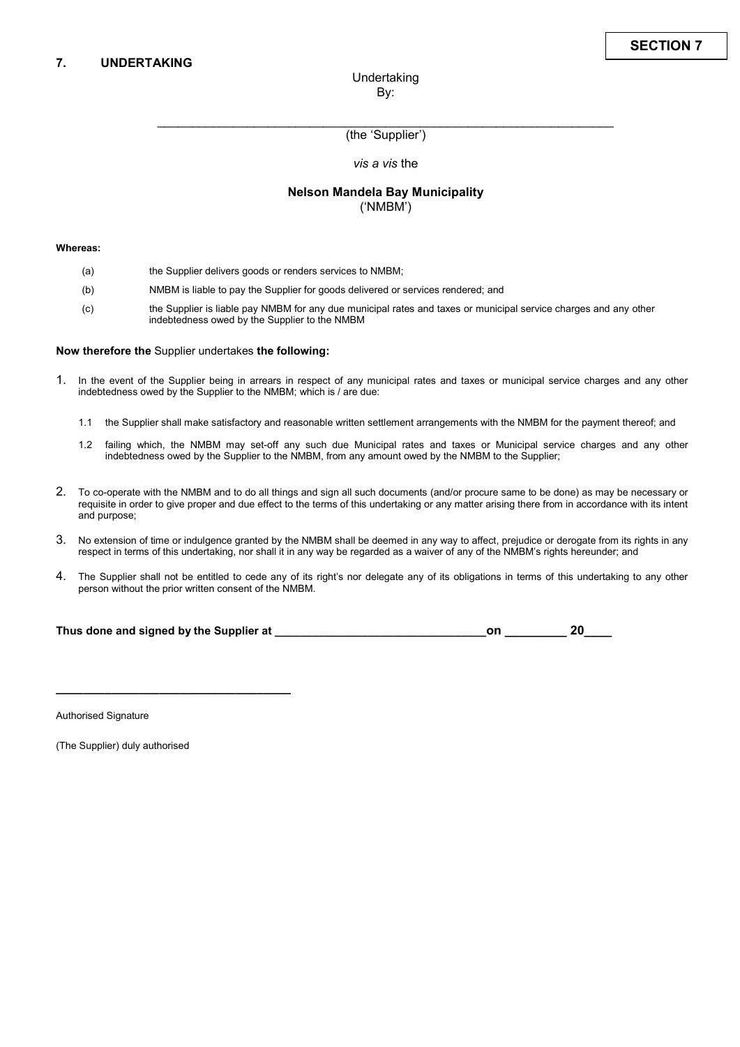**SECTION 7**

## 7. UNDERTAKING

Undertaking
By:

\_\_\_\_\_\_\_\_\_\_\_\_\_\_\_\_\_\_\_\_\_\_\_\_\_\_\_\_\_\_\_\_\_\_\_\_\_\_\_\_\_\_\_\_\_\_\_\_\_\_\_\_\_\_\_\_\_\_\_\_\_\_\_\_
(the 'Supplier')

*vis a vis* the

**Nelson Mandela Bay Municipality**
('NMBM')

**Whereas:**

(a) the Supplier delivers goods or renders services to NMBM;

(b) NMBM is liable to pay the Supplier for goods delivered or services rendered; and

(c) the Supplier is liable pay NMBM for any due municipal rates and taxes or municipal service charges and any other indebtedness owed by the Supplier to the NMBM

**Now therefore the** Supplier undertakes **the following:**

1. In the event of the Supplier being in arrears in respect of any municipal rates and taxes or municipal service charges and any other indebtedness owed by the Supplier to the NMBM; which is / are due:

   1.1 the Supplier shall make satisfactory and reasonable written settlement arrangements with the NMBM for the payment thereof; and

   1.2 failing which, the NMBM may set-off any such due Municipal rates and taxes or Municipal service charges and any other indebtedness owed by the Supplier to the NMBM, from any amount owed by the NMBM to the Supplier;

2. To co-operate with the NMBM and to do all things and sign all such documents (and/or procure same to be done) as may be necessary or requisite in order to give proper and due effect to the terms of this undertaking or any matter arising there from in accordance with its intent and purpose;

3. No extension of time or indulgence granted by the NMBM shall be deemed in any way to affect, prejudice or derogate from its rights in any respect in terms of this undertaking, nor shall it in any way be regarded as a waiver of any of the NMBM's rights hereunder; and

4. The Supplier shall not be entitled to cede any of its right's nor delegate any of its obligations in terms of this undertaking to any other person without the prior written consent of the NMBM.

**Thus done and signed by the Supplier at \_\_\_\_\_\_\_\_\_\_\_\_\_\_\_\_\_\_\_\_\_\_\_\_\_\_\_\_\_\_\_\_\_\_on \_\_\_\_\_\_\_\_\_\_ 20\_\_\_\_**

\_\_\_\_\_\_\_\_\_\_\_\_\_\_\_\_\_\_\_\_\_\_\_\_\_\_\_\_\_\_\_\_\_\_\_\_\_

Authorised Signature

(The Supplier) duly authorised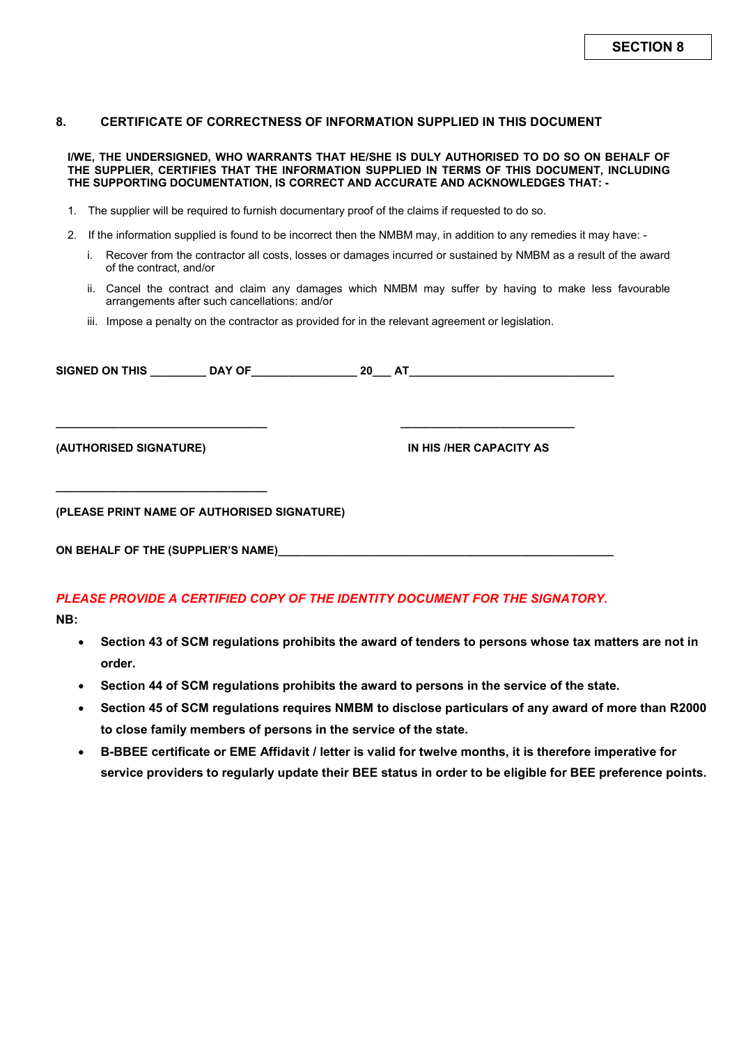**SECTION 8**

## 8. CERTIFICATE OF CORRECTNESS OF INFORMATION SUPPLIED IN THIS DOCUMENT

**I/WE, THE UNDERSIGNED, WHO WARRANTS THAT HE/SHE IS DULY AUTHORISED TO DO SO ON BEHALF OF THE SUPPLIER, CERTIFIES THAT THE INFORMATION SUPPLIED IN TERMS OF THIS DOCUMENT, INCLUDING THE SUPPORTING DOCUMENTATION, IS CORRECT AND ACCURATE AND ACKNOWLEDGES THAT: -**

1. The supplier will be required to furnish documentary proof of the claims if requested to do so.
2. If the information supplied is found to be incorrect then the NMBM may, in addition to any remedies it may have: -
   i. Recover from the contractor all costs, losses or damages incurred or sustained by NMBM as a result of the award of the contract, and/or
   ii. Cancel the contract and claim any damages which NMBM may suffer by having to make less favourable arrangements after such cancellations: and/or
   iii. Impose a penalty on the contractor as provided for in the relevant agreement or legislation.

**SIGNED ON THIS _________ DAY OF_________________ 20___ AT_________________________________**

___________________________________ ___________________________

**(AUTHORISED SIGNATURE)** **IN HIS /HER CAPACITY AS**

___________________________________

**(PLEASE PRINT NAME OF AUTHORISED SIGNATURE)**

**ON BEHALF OF THE (SUPPLIER'S NAME)_______________________________________________________**

***PLEASE PROVIDE A CERTIFIED COPY OF THE IDENTITY DOCUMENT FOR THE SIGNATORY.***

**NB:**

- **Section 43 of SCM regulations prohibits the award of tenders to persons whose tax matters are not in order.**
- **Section 44 of SCM regulations prohibits the award to persons in the service of the state.**
- **Section 45 of SCM regulations requires NMBM to disclose particulars of any award of more than R2000 to close family members of persons in the service of the state.**
- **B-BBEE certificate or EME Affidavit / letter is valid for twelve months, it is therefore imperative for service providers to regularly update their BEE status in order to be eligible for BEE preference points.**